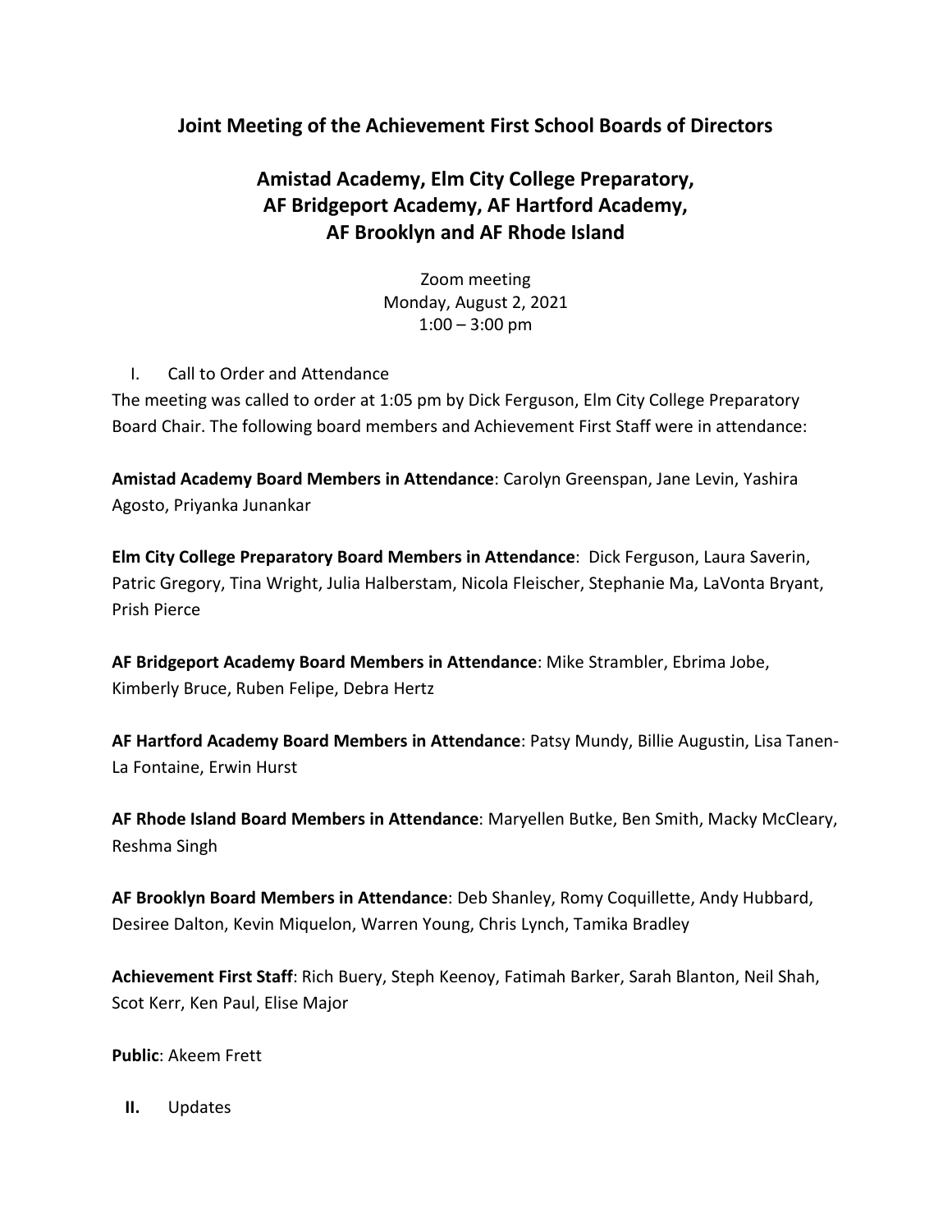# Joint Meeting of the Achievement First School Boards of Directors

## Amistad Academy, Elm City College Preparatory, AF Bridgeport Academy, AF Hartford Academy, AF Brooklyn and AF Rhode Island

Zoom meeting
Monday, August 2, 2021
1:00 – 3:00 pm

I. Call to Order and Attendance

The meeting was called to order at 1:05 pm by Dick Ferguson, Elm City College Preparatory Board Chair. The following board members and Achievement First Staff were in attendance:

**Amistad Academy Board Members in Attendance**: Carolyn Greenspan, Jane Levin, Yashira Agosto, Priyanka Junankar

**Elm City College Preparatory Board Members in Attendance**: Dick Ferguson, Laura Saverin, Patric Gregory, Tina Wright, Julia Halberstam, Nicola Fleischer, Stephanie Ma, LaVonta Bryant, Prish Pierce

**AF Bridgeport Academy Board Members in Attendance**: Mike Strambler, Ebrima Jobe, Kimberly Bruce, Ruben Felipe, Debra Hertz

**AF Hartford Academy Board Members in Attendance**: Patsy Mundy, Billie Augustin, Lisa Tanen-La Fontaine, Erwin Hurst

**AF Rhode Island Board Members in Attendance**: Maryellen Butke, Ben Smith, Macky McCleary, Reshma Singh

**AF Brooklyn Board Members in Attendance**: Deb Shanley, Romy Coquillette, Andy Hubbard, Desiree Dalton, Kevin Miquelon, Warren Young, Chris Lynch, Tamika Bradley

**Achievement First Staff**: Rich Buery, Steph Keenoy, Fatimah Barker, Sarah Blanton, Neil Shah, Scot Kerr, Ken Paul, Elise Major

**Public**: Akeem Frett

**II.** Updates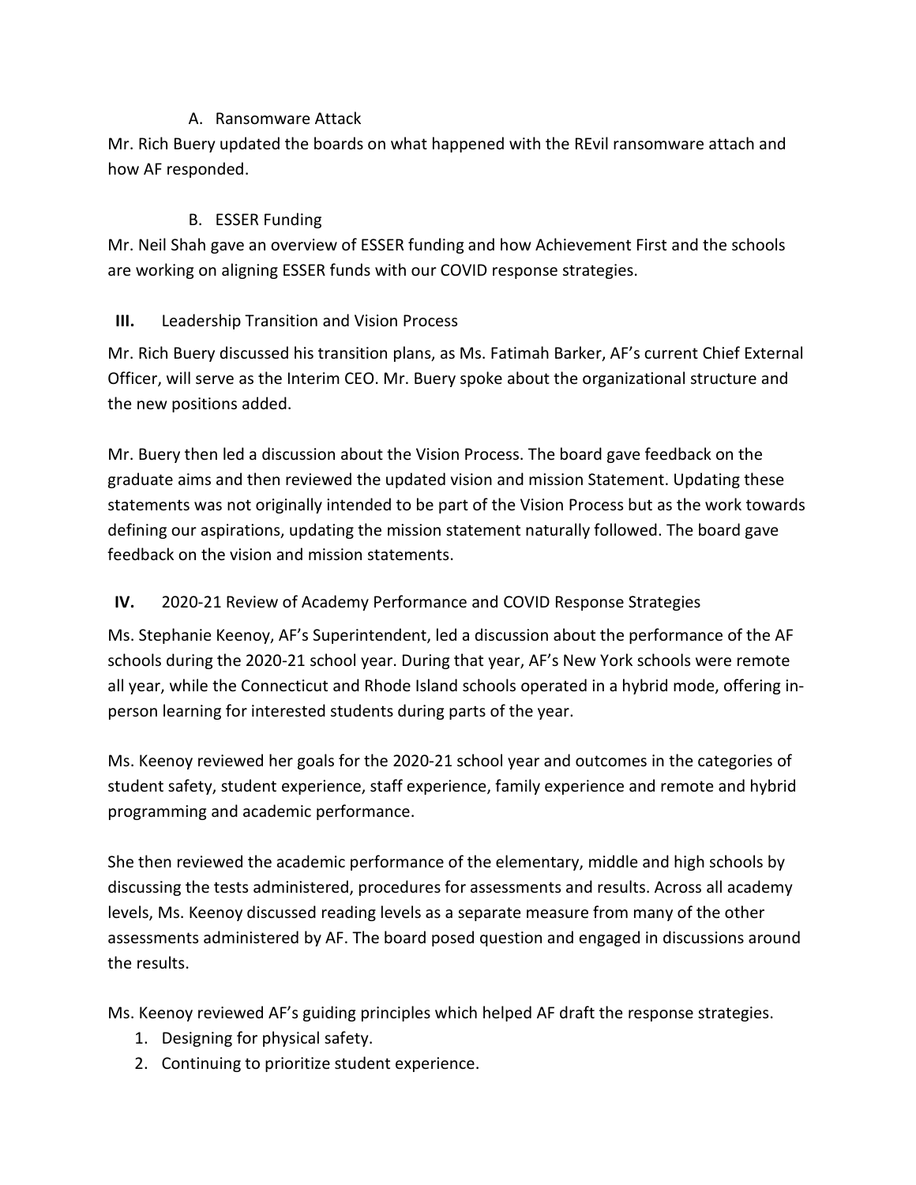A. Ransomware Attack

Mr. Rich Buery updated the boards on what happened with the REvil ransomware attach and how AF responded.

B. ESSER Funding

Mr. Neil Shah gave an overview of ESSER funding and how Achievement First and the schools are working on aligning ESSER funds with our COVID response strategies.

**III.** Leadership Transition and Vision Process

Mr. Rich Buery discussed his transition plans, as Ms. Fatimah Barker, AF's current Chief External Officer, will serve as the Interim CEO. Mr. Buery spoke about the organizational structure and the new positions added.

Mr. Buery then led a discussion about the Vision Process. The board gave feedback on the graduate aims and then reviewed the updated vision and mission Statement. Updating these statements was not originally intended to be part of the Vision Process but as the work towards defining our aspirations, updating the mission statement naturally followed. The board gave feedback on the vision and mission statements.

**IV.** 2020-21 Review of Academy Performance and COVID Response Strategies

Ms. Stephanie Keenoy, AF's Superintendent, led a discussion about the performance of the AF schools during the 2020-21 school year. During that year, AF's New York schools were remote all year, while the Connecticut and Rhode Island schools operated in a hybrid mode, offering in-person learning for interested students during parts of the year.

Ms. Keenoy reviewed her goals for the 2020-21 school year and outcomes in the categories of student safety, student experience, staff experience, family experience and remote and hybrid programming and academic performance.

She then reviewed the academic performance of the elementary, middle and high schools by discussing the tests administered, procedures for assessments and results. Across all academy levels, Ms. Keenoy discussed reading levels as a separate measure from many of the other assessments administered by AF. The board posed question and engaged in discussions around the results.

Ms. Keenoy reviewed AF's guiding principles which helped AF draft the response strategies.

1. Designing for physical safety.
2. Continuing to prioritize student experience.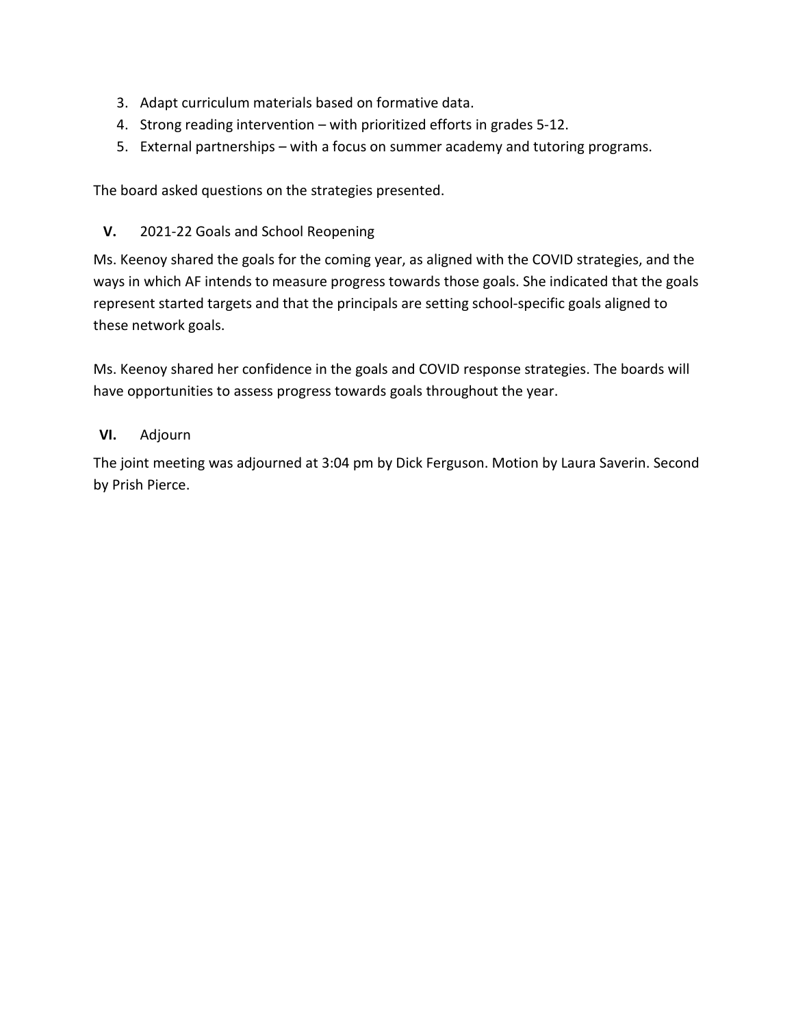3. Adapt curriculum materials based on formative data.
4. Strong reading intervention – with prioritized efforts in grades 5-12.
5. External partnerships – with a focus on summer academy and tutoring programs.

The board asked questions on the strategies presented.

**V.** 2021-22 Goals and School Reopening

Ms. Keenoy shared the goals for the coming year, as aligned with the COVID strategies, and the ways in which AF intends to measure progress towards those goals. She indicated that the goals represent started targets and that the principals are setting school-specific goals aligned to these network goals.

Ms. Keenoy shared her confidence in the goals and COVID response strategies. The boards will have opportunities to assess progress towards goals throughout the year.

**VI.** Adjourn

The joint meeting was adjourned at 3:04 pm by Dick Ferguson. Motion by Laura Saverin. Second by Prish Pierce.